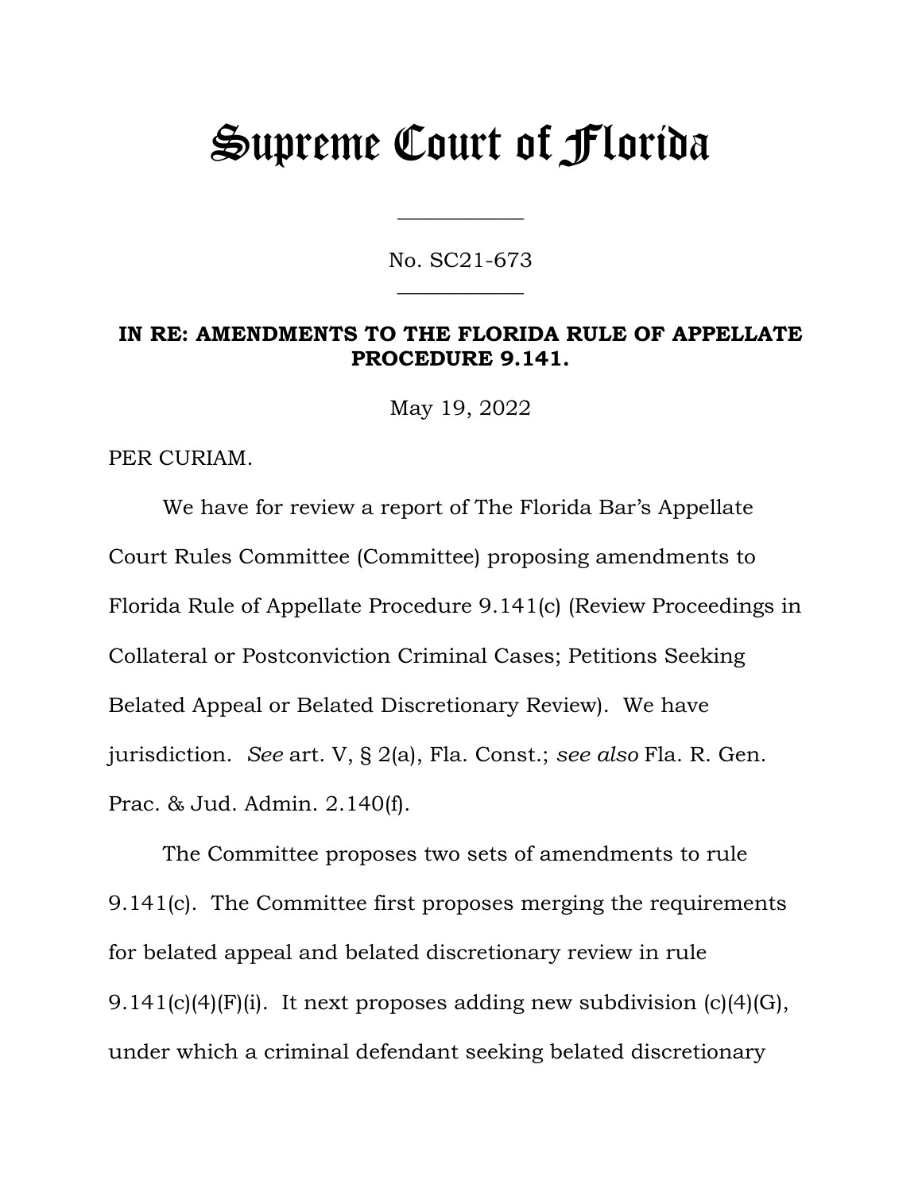# Supreme Court of Florida

---

No. SC21-673

---

**IN RE: AMENDMENTS TO THE FLORIDA RULE OF APPELLATE PROCEDURE 9.141.**

May 19, 2022

PER CURIAM.

We have for review a report of The Florida Bar's Appellate Court Rules Committee (Committee) proposing amendments to Florida Rule of Appellate Procedure 9.141(c) (Review Proceedings in Collateral or Postconviction Criminal Cases; Petitions Seeking Belated Appeal or Belated Discretionary Review). We have jurisdiction. *See* art. V, § 2(a), Fla. Const.; *see also* Fla. R. Gen. Prac. & Jud. Admin. 2.140(f).

The Committee proposes two sets of amendments to rule 9.141(c). The Committee first proposes merging the requirements for belated appeal and belated discretionary review in rule 9.141(c)(4)(F)(i). It next proposes adding new subdivision (c)(4)(G), under which a criminal defendant seeking belated discretionary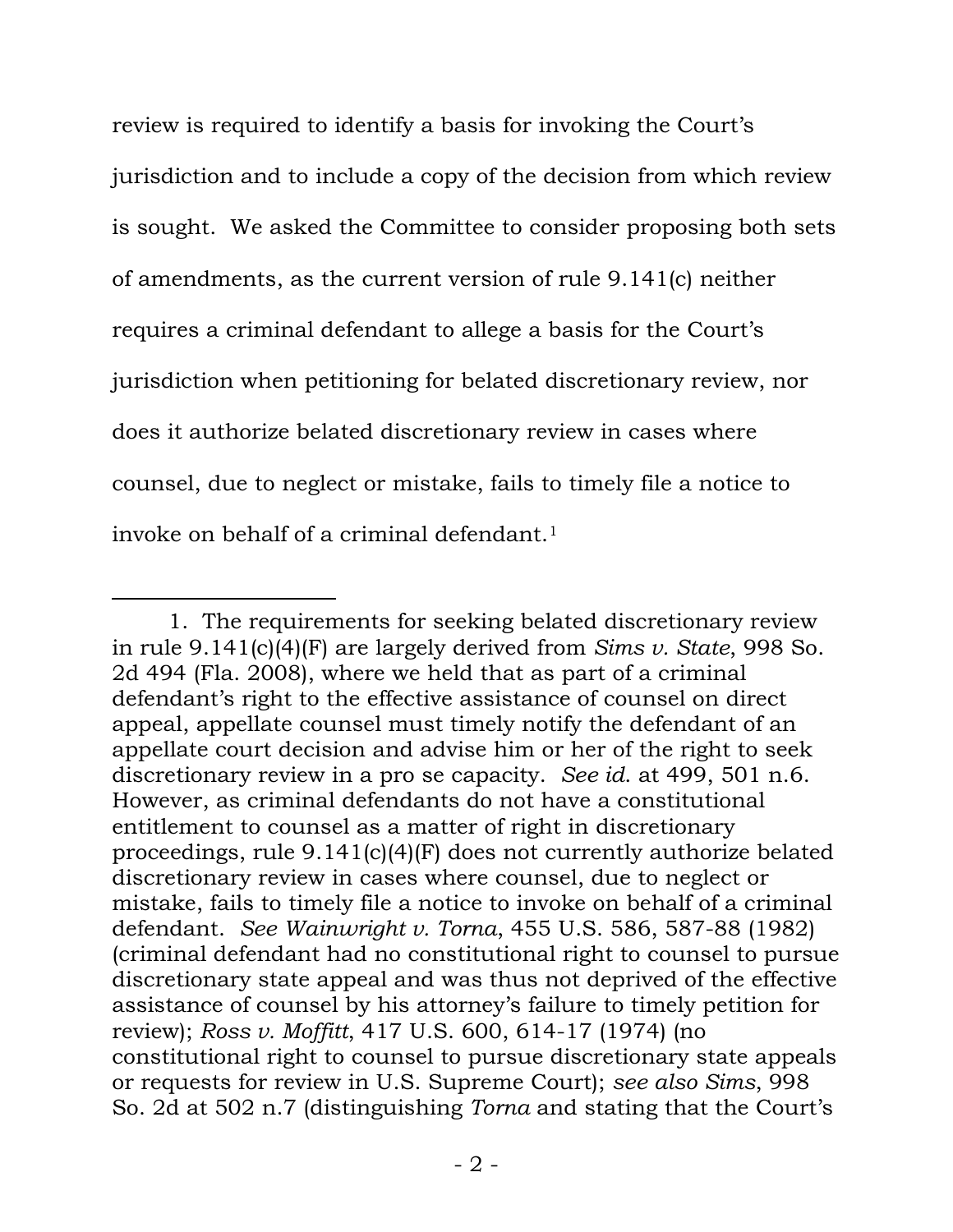review is required to identify a basis for invoking the Court's jurisdiction and to include a copy of the decision from which review is sought. We asked the Committee to consider proposing both sets of amendments, as the current version of rule 9.141(c) neither requires a criminal defendant to allege a basis for the Court's jurisdiction when petitioning for belated discretionary review, nor does it authorize belated discretionary review in cases where counsel, due to neglect or mistake, fails to timely file a notice to invoke on behalf of a criminal defendant.[1]

---

1. The requirements for seeking belated discretionary review in rule 9.141(c)(4)(F) are largely derived from *Sims v. State*, 998 So. 2d 494 (Fla. 2008), where we held that as part of a criminal defendant's right to the effective assistance of counsel on direct appeal, appellate counsel must timely notify the defendant of an appellate court decision and advise him or her of the right to seek discretionary review in a pro se capacity. *See id.* at 499, 501 n.6. However, as criminal defendants do not have a constitutional entitlement to counsel as a matter of right in discretionary proceedings, rule 9.141(c)(4)(F) does not currently authorize belated discretionary review in cases where counsel, due to neglect or mistake, fails to timely file a notice to invoke on behalf of a criminal defendant. *See Wainwright v. Torna*, 455 U.S. 586, 587-88 (1982) (criminal defendant had no constitutional right to counsel to pursue discretionary state appeal and was thus not deprived of the effective assistance of counsel by his attorney's failure to timely petition for review); *Ross v. Moffitt*, 417 U.S. 600, 614-17 (1974) (no constitutional right to counsel to pursue discretionary state appeals or requests for review in U.S. Supreme Court); *see also Sims*, 998 So. 2d at 502 n.7 (distinguishing *Torna* and stating that the Court's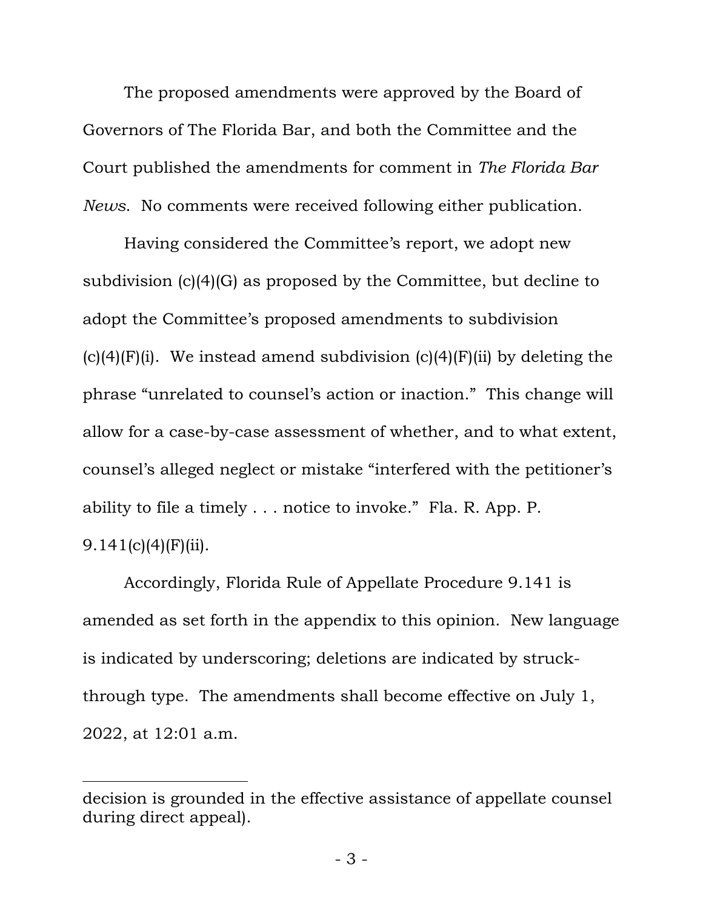The proposed amendments were approved by the Board of Governors of The Florida Bar, and both the Committee and the Court published the amendments for comment in *The Florida Bar News*. No comments were received following either publication.

Having considered the Committee's report, we adopt new subdivision (c)(4)(G) as proposed by the Committee, but decline to adopt the Committee's proposed amendments to subdivision (c)(4)(F)(i). We instead amend subdivision (c)(4)(F)(ii) by deleting the phrase "unrelated to counsel's action or inaction." This change will allow for a case-by-case assessment of whether, and to what extent, counsel's alleged neglect or mistake "interfered with the petitioner's ability to file a timely . . . notice to invoke." Fla. R. App. P. 9.141(c)(4)(F)(ii).

Accordingly, Florida Rule of Appellate Procedure 9.141 is amended as set forth in the appendix to this opinion. New language is indicated by underscoring; deletions are indicated by struck-through type. The amendments shall become effective on July 1, 2022, at 12:01 a.m.

---

decision is grounded in the effective assistance of appellate counsel during direct appeal).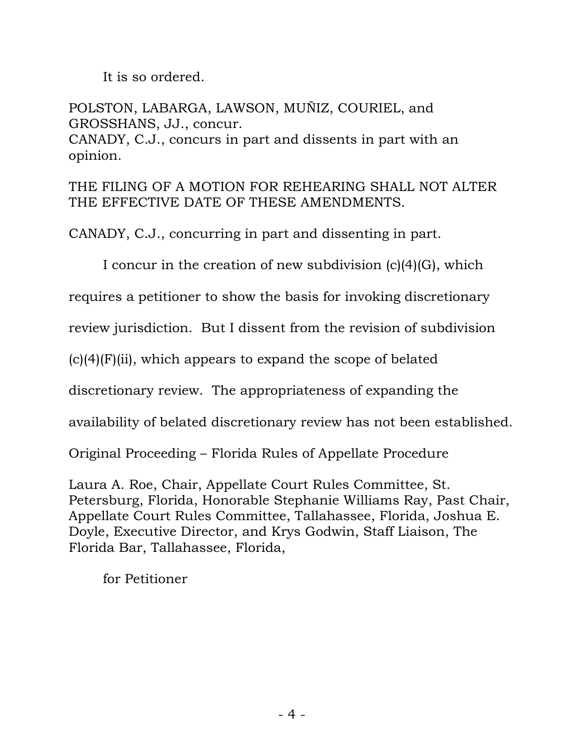It is so ordered.

POLSTON, LABARGA, LAWSON, MUÑIZ, COURIEL, and GROSSHANS, JJ., concur.
CANADY, C.J., concurs in part and dissents in part with an opinion.

THE FILING OF A MOTION FOR REHEARING SHALL NOT ALTER THE EFFECTIVE DATE OF THESE AMENDMENTS.

CANADY, C.J., concurring in part and dissenting in part.

I concur in the creation of new subdivision (c)(4)(G), which requires a petitioner to show the basis for invoking discretionary review jurisdiction. But I dissent from the revision of subdivision (c)(4)(F)(ii), which appears to expand the scope of belated discretionary review. The appropriateness of expanding the availability of belated discretionary review has not been established.

Original Proceeding – Florida Rules of Appellate Procedure

Laura A. Roe, Chair, Appellate Court Rules Committee, St. Petersburg, Florida, Honorable Stephanie Williams Ray, Past Chair, Appellate Court Rules Committee, Tallahassee, Florida, Joshua E. Doyle, Executive Director, and Krys Godwin, Staff Liaison, The Florida Bar, Tallahassee, Florida,

for Petitioner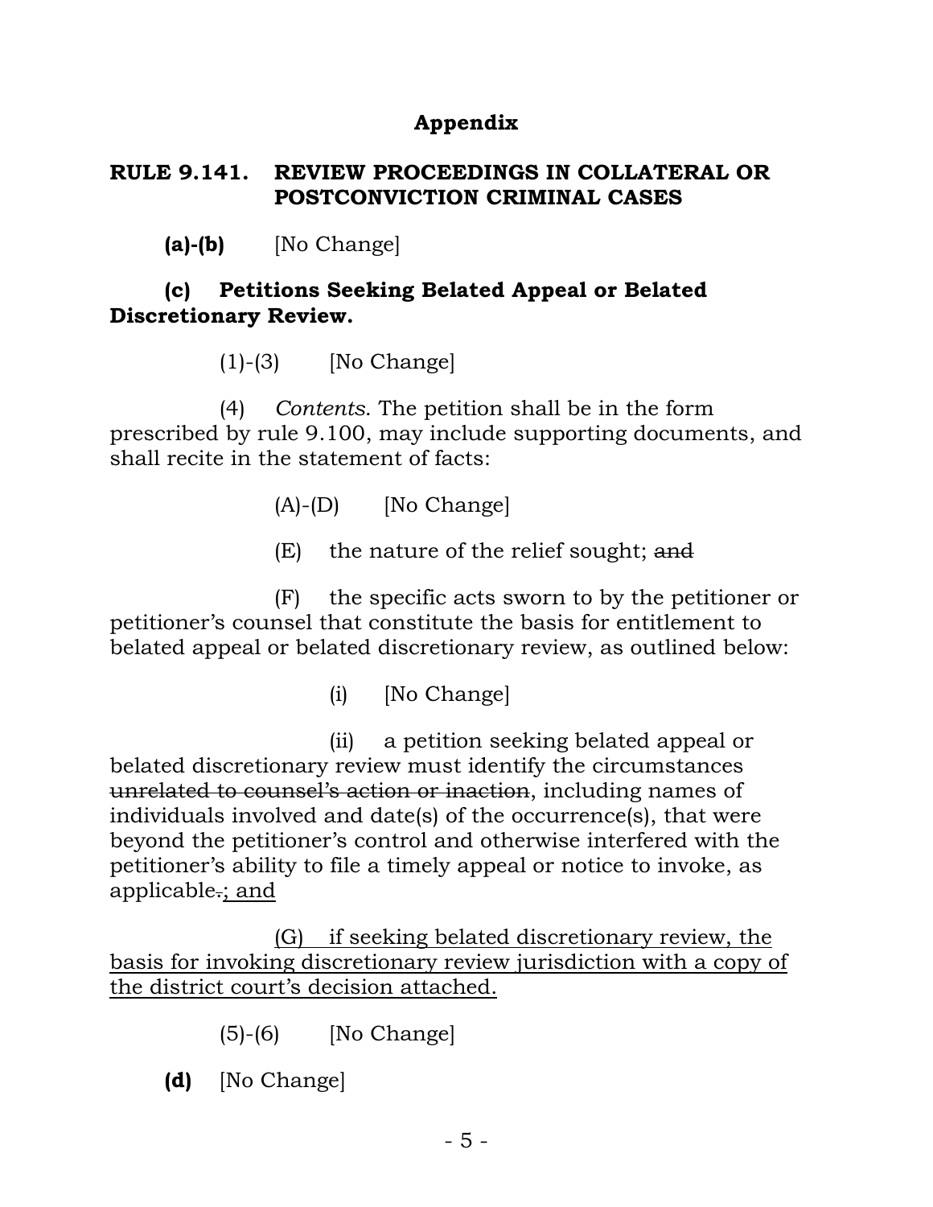**Appendix**

**RULE 9.141. REVIEW PROCEEDINGS IN COLLATERAL OR POSTCONVICTION CRIMINAL CASES**

**(a)-(b)** [No Change]

**(c) Petitions Seeking Belated Appeal or Belated Discretionary Review.**

(1)-(3) [No Change]

(4) *Contents*. The petition shall be in the form prescribed by rule 9.100, may include supporting documents, and shall recite in the statement of facts:

(A)-(D) [No Change]

(E) the nature of the relief sought; ~~and~~

(F) the specific acts sworn to by the petitioner or petitioner's counsel that constitute the basis for entitlement to belated appeal or belated discretionary review, as outlined below:

(i) [No Change]

(ii) a petition seeking belated appeal or belated discretionary review must identify the circumstances ~~unrelated to counsel's action or inaction~~, including names of individuals involved and date(s) of the occurrence(s), that were beyond the petitioner's control and otherwise interfered with the petitioner's ability to file a timely appeal or notice to invoke, as applicable~~.~~<u>; and</u>

<u>(G) if seeking belated discretionary review, the basis for invoking discretionary review jurisdiction with a copy of the district court's decision attached.</u>

(5)-(6) [No Change]

**(d)** [No Change]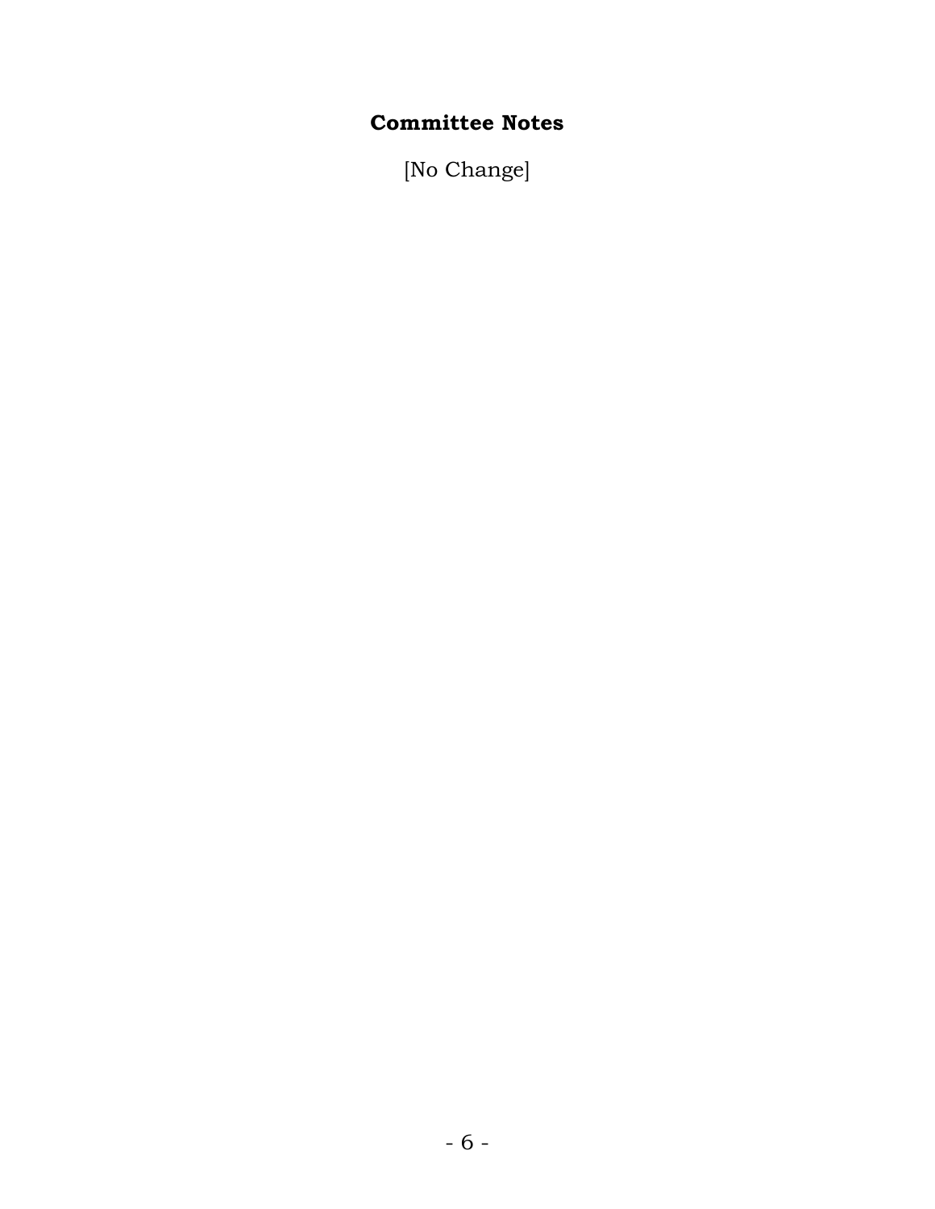## Committee Notes

[No Change]